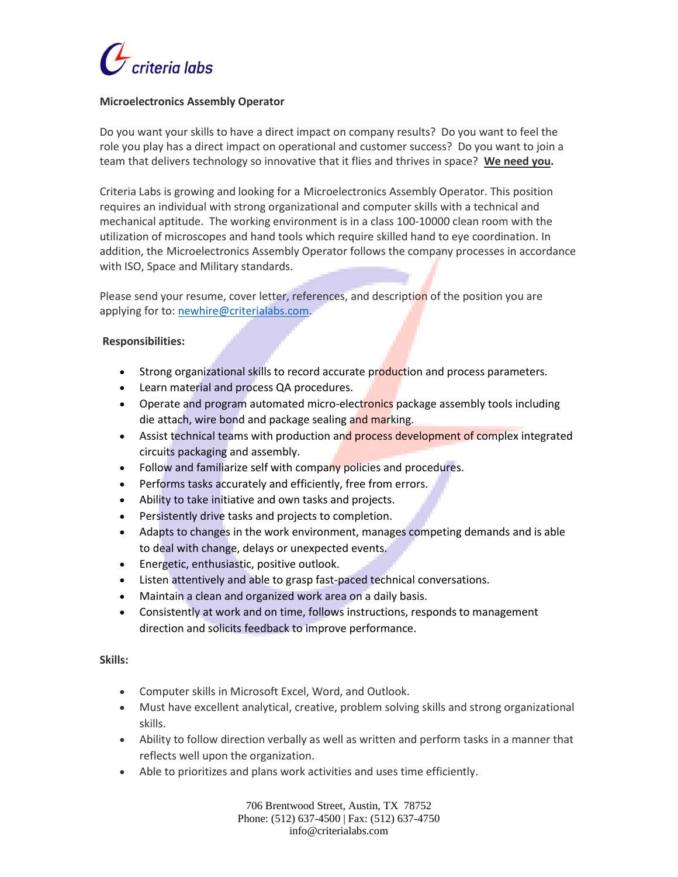criteria labs

**Microelectronics Assembly Operator**

Do you want your skills to have a direct impact on company results? Do you want to feel the role you play has a direct impact on operational and customer success? Do you want to join a team that delivers technology so innovative that it flies and thrives in space? **We need you.**

Criteria Labs is growing and looking for a Microelectronics Assembly Operator. This position requires an individual with strong organizational and computer skills with a technical and mechanical aptitude. The working environment is in a class 100-10000 clean room with the utilization of microscopes and hand tools which require skilled hand to eye coordination. In addition, the Microelectronics Assembly Operator follows the company processes in accordance with ISO, Space and Military standards.

Please send your resume, cover letter, references, and description of the position you are applying for to: newhire@criterialabs.com.

**Responsibilities:**

- Strong organizational skills to record accurate production and process parameters.
- Learn material and process QA procedures.
- Operate and program automated micro-electronics package assembly tools including die attach, wire bond and package sealing and marking.
- Assist technical teams with production and process development of complex integrated circuits packaging and assembly.
- Follow and familiarize self with company policies and procedures.
- Performs tasks accurately and efficiently, free from errors.
- Ability to take initiative and own tasks and projects.
- Persistently drive tasks and projects to completion.
- Adapts to changes in the work environment, manages competing demands and is able to deal with change, delays or unexpected events.
- Energetic, enthusiastic, positive outlook.
- Listen attentively and able to grasp fast-paced technical conversations.
- Maintain a clean and organized work area on a daily basis.
- Consistently at work and on time, follows instructions, responds to management direction and solicits feedback to improve performance.

**Skills:**

- Computer skills in Microsoft Excel, Word, and Outlook.
- Must have excellent analytical, creative, problem solving skills and strong organizational skills.
- Ability to follow direction verbally as well as written and perform tasks in a manner that reflects well upon the organization.
- Able to prioritizes and plans work activities and uses time efficiently.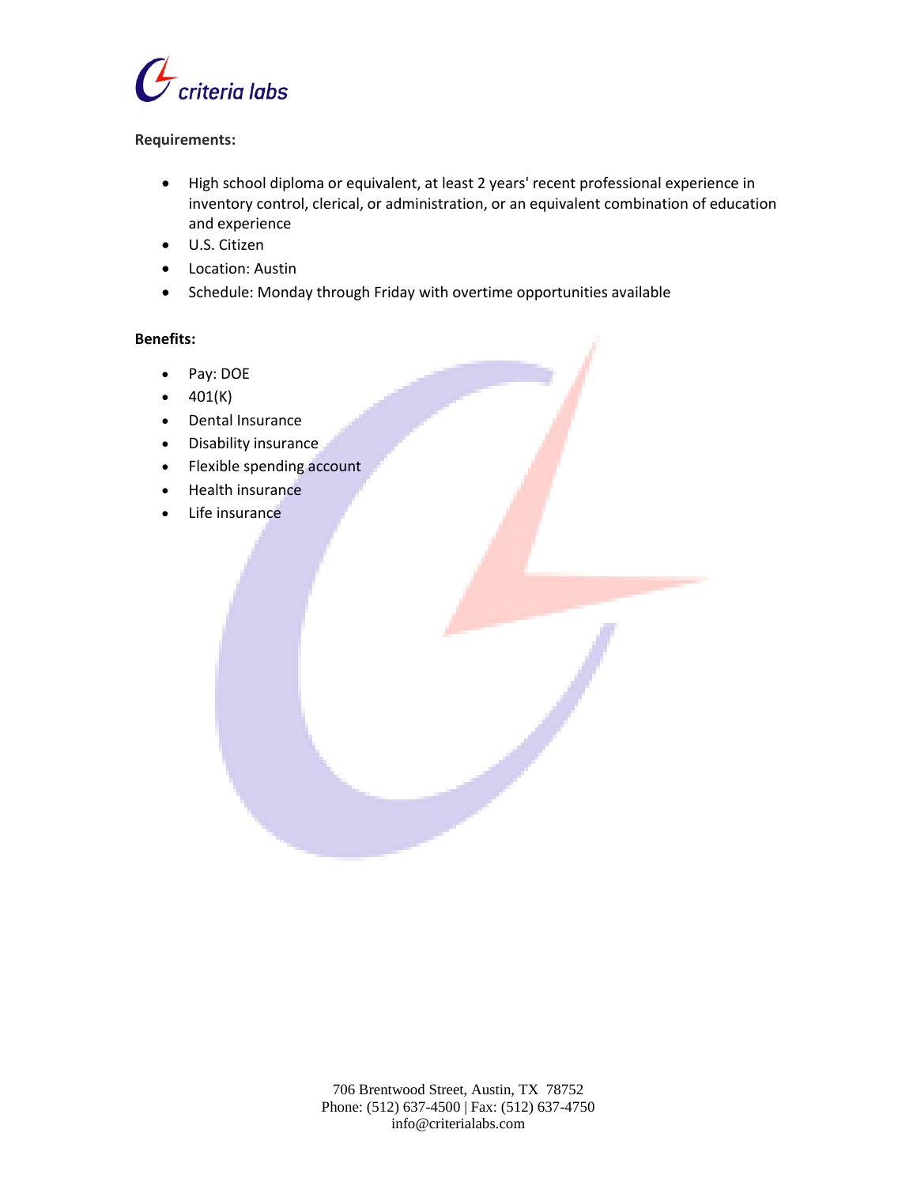**Requirements:**

- High school diploma or equivalent, at least 2 years' recent professional experience in inventory control, clerical, or administration, or an equivalent combination of education and experience
- U.S. Citizen
- Location: Austin
- Schedule: Monday through Friday with overtime opportunities available

**Benefits:**

- Pay: DOE
- 401(K)
- Dental Insurance
- Disability insurance
- Flexible spending account
- Health insurance
- Life insurance

706 Brentwood Street, Austin, TX 78752
Phone: (512) 637-4500 | Fax: (512) 637-4750
info@criterialabs.com